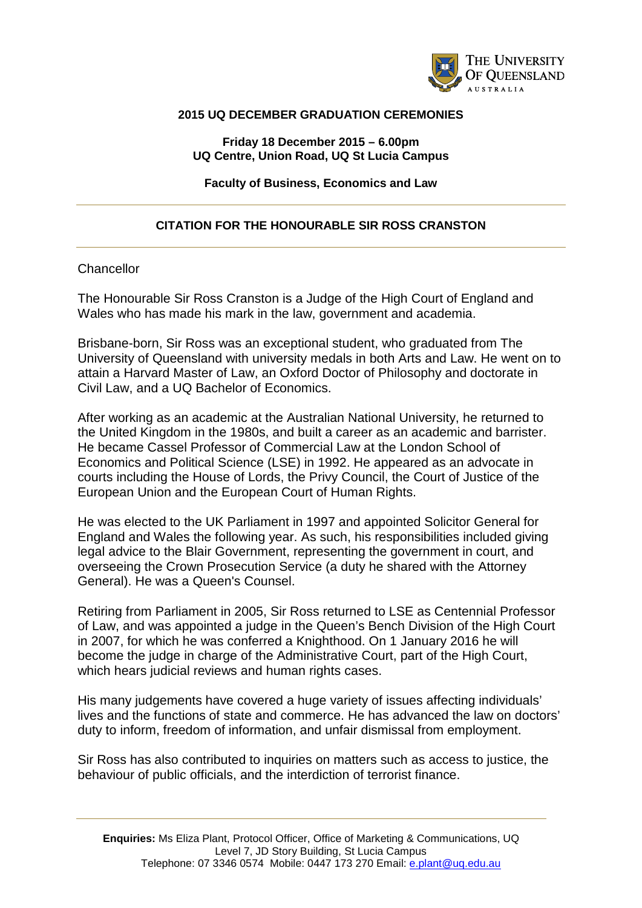**2015 UQ DECEMBER GRADUATION CEREMONIES**

**Friday 18 December 2015 – 6.00pm**
**UQ Centre, Union Road, UQ St Lucia Campus**

**Faculty of Business, Economics and Law**

---

## CITATION FOR THE HONOURABLE SIR ROSS CRANSTON

---

Chancellor

The Honourable Sir Ross Cranston is a Judge of the High Court of England and Wales who has made his mark in the law, government and academia.

Brisbane-born, Sir Ross was an exceptional student, who graduated from The University of Queensland with university medals in both Arts and Law. He went on to attain a Harvard Master of Law, an Oxford Doctor of Philosophy and doctorate in Civil Law, and a UQ Bachelor of Economics.

After working as an academic at the Australian National University, he returned to the United Kingdom in the 1980s, and built a career as an academic and barrister. He became Cassel Professor of Commercial Law at the London School of Economics and Political Science (LSE) in 1992. He appeared as an advocate in courts including the House of Lords, the Privy Council, the Court of Justice of the European Union and the European Court of Human Rights.

He was elected to the UK Parliament in 1997 and appointed Solicitor General for England and Wales the following year. As such, his responsibilities included giving legal advice to the Blair Government, representing the government in court, and overseeing the Crown Prosecution Service (a duty he shared with the Attorney General). He was a Queen's Counsel.

Retiring from Parliament in 2005, Sir Ross returned to LSE as Centennial Professor of Law, and was appointed a judge in the Queen's Bench Division of the High Court in 2007, for which he was conferred a Knighthood. On 1 January 2016 he will become the judge in charge of the Administrative Court, part of the High Court, which hears judicial reviews and human rights cases.

His many judgements have covered a huge variety of issues affecting individuals' lives and the functions of state and commerce. He has advanced the law on doctors' duty to inform, freedom of information, and unfair dismissal from employment.

Sir Ross has also contributed to inquiries on matters such as access to justice, the behaviour of public officials, and the interdiction of terrorist finance.

---

**Enquiries:** Ms Eliza Plant, Protocol Officer, Office of Marketing & Communications, UQ
Level 7, JD Story Building, St Lucia Campus
Telephone: 07 3346 0574 Mobile: 0447 173 270 Email: e.plant@uq.edu.au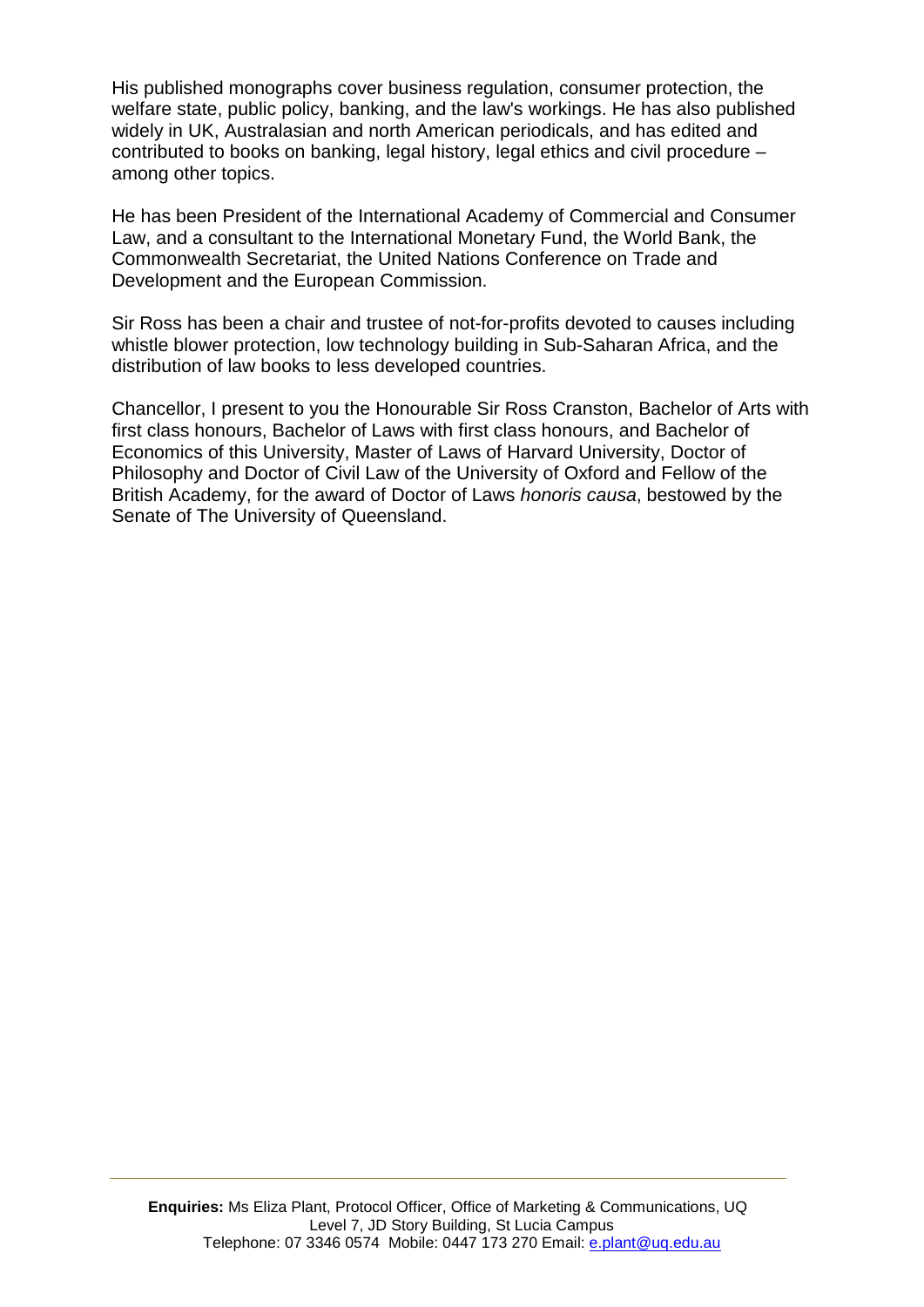His published monographs cover business regulation, consumer protection, the welfare state, public policy, banking, and the law's workings. He has also published widely in UK, Australasian and north American periodicals, and has edited and contributed to books on banking, legal history, legal ethics and civil procedure – among other topics.

He has been President of the International Academy of Commercial and Consumer Law, and a consultant to the International Monetary Fund, the World Bank, the Commonwealth Secretariat, the United Nations Conference on Trade and Development and the European Commission.

Sir Ross has been a chair and trustee of not-for-profits devoted to causes including whistle blower protection, low technology building in Sub-Saharan Africa, and the distribution of law books to less developed countries.

Chancellor, I present to you the Honourable Sir Ross Cranston, Bachelor of Arts with first class honours, Bachelor of Laws with first class honours, and Bachelor of Economics of this University, Master of Laws of Harvard University, Doctor of Philosophy and Doctor of Civil Law of the University of Oxford and Fellow of the British Academy, for the award of Doctor of Laws *honoris causa*, bestowed by the Senate of The University of Queensland.

---

**Enquiries:** Ms Eliza Plant, Protocol Officer, Office of Marketing & Communications, UQ
Level 7, JD Story Building, St Lucia Campus
Telephone: 07 3346 0574 Mobile: 0447 173 270 Email: e.plant@uq.edu.au